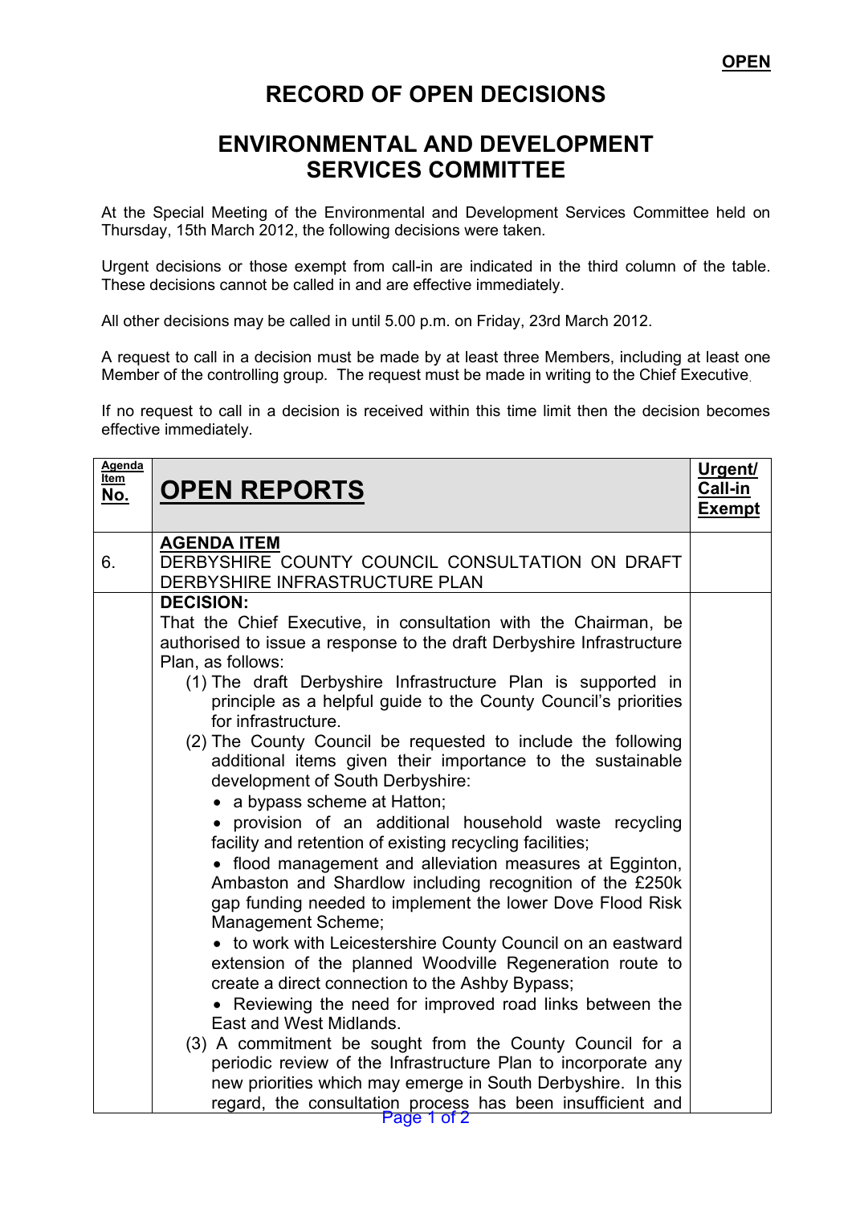**OPEN**

# RECORD OF OPEN DECISIONS

## ENVIRONMENTAL AND DEVELOPMENT SERVICES COMMITTEE

At the Special Meeting of the Environmental and Development Services Committee held on Thursday, 15th March 2012, the following decisions were taken.

Urgent decisions or those exempt from call-in are indicated in the third column of the table. These decisions cannot be called in and are effective immediately.

All other decisions may be called in until 5.00 p.m. on Friday, 23rd March 2012.

A request to call in a decision must be made by at least three Members, including at least one Member of the controlling group. The request must be made in writing to the Chief Executive.

If no request to call in a decision is received within this time limit then the decision becomes effective immediately.

| Agenda Item No. | OPEN REPORTS | Urgent/ Call-in Exempt |
|---|---|---|
| 6. | **AGENDA ITEM**<br>DERBYSHIRE COUNTY COUNCIL CONSULTATION ON DRAFT DERBYSHIRE INFRASTRUCTURE PLAN | |
| | **DECISION:**<br>That the Chief Executive, in consultation with the Chairman, be authorised to issue a response to the draft Derbyshire Infrastructure Plan, as follows:<br>(1) The draft Derbyshire Infrastructure Plan is supported in principle as a helpful guide to the County Council's priorities for infrastructure.<br>(2) The County Council be requested to include the following additional items given their importance to the sustainable development of South Derbyshire:<br>• a bypass scheme at Hatton;<br>• provision of an additional household waste recycling facility and retention of existing recycling facilities;<br>• flood management and alleviation measures at Egginton, Ambaston and Shardlow including recognition of the £250k gap funding needed to implement the lower Dove Flood Risk Management Scheme;<br>• to work with Leicestershire County Council on an eastward extension of the planned Woodville Regeneration route to create a direct connection to the Ashby Bypass;<br>• Reviewing the need for improved road links between the East and West Midlands.<br>(3) A commitment be sought from the County Council for a periodic review of the Infrastructure Plan to incorporate any new priorities which may emerge in South Derbyshire. In this regard, the consultation process has been insufficient and | |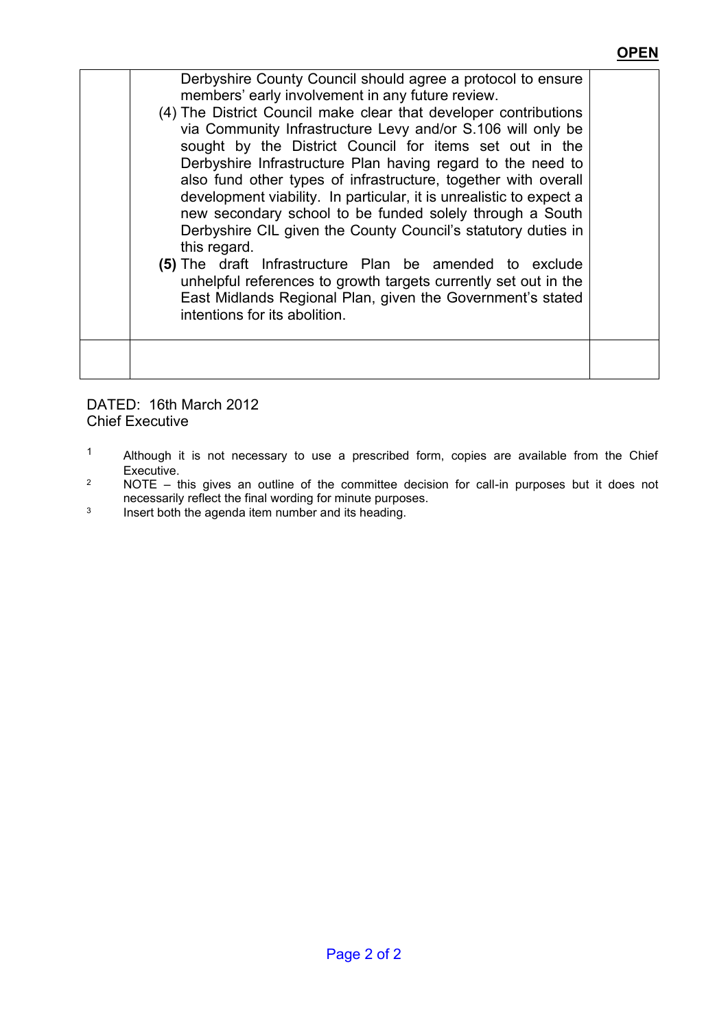**OPEN**

| | | |
|---|---|---|
| | Derbyshire County Council should agree a protocol to ensure members' early involvement in any future review.<br>(4) The District Council make clear that developer contributions via Community Infrastructure Levy and/or S.106 will only be sought by the District Council for items set out in the Derbyshire Infrastructure Plan having regard to the need to also fund other types of infrastructure, together with overall development viability. In particular, it is unrealistic to expect a new secondary school to be funded solely through a South Derbyshire CIL given the County Council's statutory duties in this regard.<br>**(5)** The draft Infrastructure Plan be amended to exclude unhelpful references to growth targets currently set out in the East Midlands Regional Plan, given the Government's stated intentions for its abolition. | |
| | | |

DATED: 16th March 2012
Chief Executive

[1] Although it is not necessary to use a prescribed form, copies are available from the Chief Executive.

[2] NOTE – this gives an outline of the committee decision for call-in purposes but it does not necessarily reflect the final wording for minute purposes.

[3] Insert both the agenda item number and its heading.